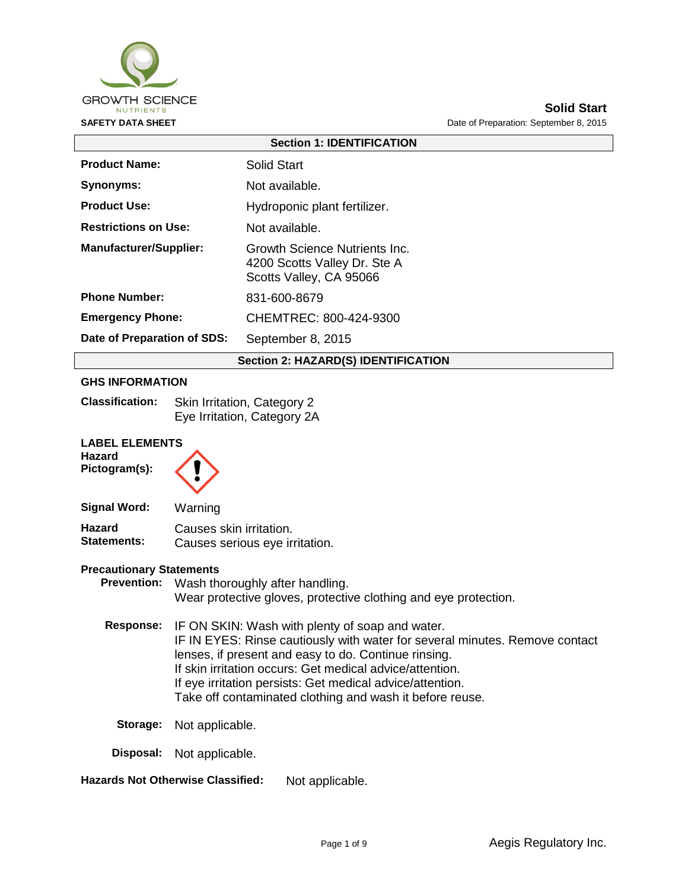GROWTH SCIENCE
NUTRIENTS

**SAFETY DATA SHEET**

**Solid Start**

Date of Preparation: September 8, 2015

## Section 1: IDENTIFICATION

| | |
|---|---|
| **Product Name:** | Solid Start |
| **Synonyms:** | Not available. |
| **Product Use:** | Hydroponic plant fertilizer. |
| **Restrictions on Use:** | Not available. |
| **Manufacturer/Supplier:** | Growth Science Nutrients Inc.<br>4200 Scotts Valley Dr. Ste A<br>Scotts Valley, CA 95066 |
| **Phone Number:** | 831-600-8679 |
| **Emergency Phone:** | CHEMTREC: 800-424-9300 |
| **Date of Preparation of SDS:** | September 8, 2015 |

## Section 2: HAZARD(S) IDENTIFICATION

**GHS INFORMATION**

**Classification:** Skin Irritation, Category 2
Eye Irritation, Category 2A

**LABEL ELEMENTS**

**Hazard Pictogram(s):** (exclamation mark)

**Signal Word:** Warning

**Hazard Statements:** Causes skin irritation.
Causes serious eye irritation.

**Precautionary Statements**

**Prevention:** Wash thoroughly after handling.
Wear protective gloves, protective clothing and eye protection.

**Response:** IF ON SKIN: Wash with plenty of soap and water.
IF IN EYES: Rinse cautiously with water for several minutes. Remove contact lenses, if present and easy to do. Continue rinsing.
If skin irritation occurs: Get medical advice/attention.
If eye irritation persists: Get medical advice/attention.
Take off contaminated clothing and wash it before reuse.

**Storage:** Not applicable.

**Disposal:** Not applicable.

**Hazards Not Otherwise Classified:** Not applicable.

Aegis Regulatory Inc.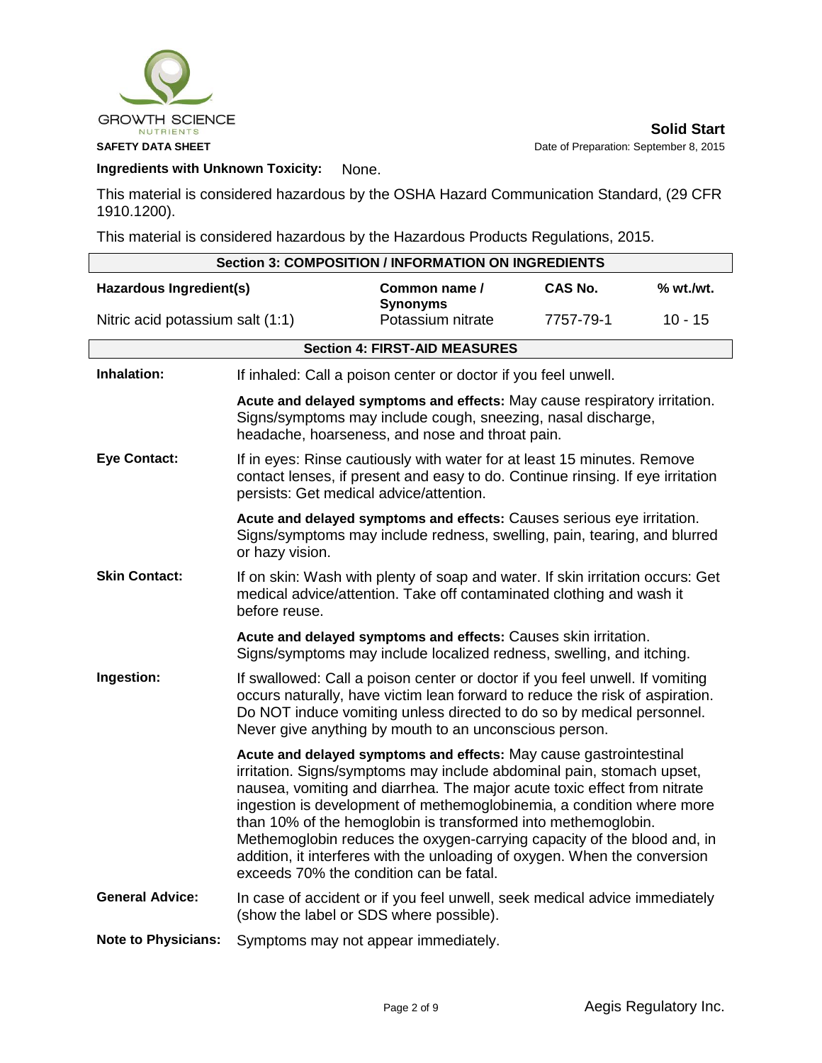**Ingredients with Unknown Toxicity:** None.

This material is considered hazardous by the OSHA Hazard Communication Standard, (29 CFR 1910.1200).

This material is considered hazardous by the Hazardous Products Regulations, 2015.

## Section 3: COMPOSITION / INFORMATION ON INGREDIENTS

| Hazardous Ingredient(s) | Common name / Synonyms | CAS No. | % wt./wt. |
|---|---|---|---|
| Nitric acid potassium salt (1:1) | Potassium nitrate | 7757-79-1 | 10 - 15 |

## Section 4: FIRST-AID MEASURES

**Inhalation:** If inhaled: Call a poison center or doctor if you feel unwell.

**Acute and delayed symptoms and effects:** May cause respiratory irritation. Signs/symptoms may include cough, sneezing, nasal discharge, headache, hoarseness, and nose and throat pain.

**Eye Contact:** If in eyes: Rinse cautiously with water for at least 15 minutes. Remove contact lenses, if present and easy to do. Continue rinsing. If eye irritation persists: Get medical advice/attention.

**Acute and delayed symptoms and effects:** Causes serious eye irritation. Signs/symptoms may include redness, swelling, pain, tearing, and blurred or hazy vision.

**Skin Contact:** If on skin: Wash with plenty of soap and water. If skin irritation occurs: Get medical advice/attention. Take off contaminated clothing and wash it before reuse.

**Acute and delayed symptoms and effects:** Causes skin irritation. Signs/symptoms may include localized redness, swelling, and itching.

**Ingestion:** If swallowed: Call a poison center or doctor if you feel unwell. If vomiting occurs naturally, have victim lean forward to reduce the risk of aspiration. Do NOT induce vomiting unless directed to do so by medical personnel. Never give anything by mouth to an unconscious person.

**Acute and delayed symptoms and effects:** May cause gastrointestinal irritation. Signs/symptoms may include abdominal pain, stomach upset, nausea, vomiting and diarrhea. The major acute toxic effect from nitrate ingestion is development of methemoglobinemia, a condition where more than 10% of the hemoglobin is transformed into methemoglobin. Methemoglobin reduces the oxygen-carrying capacity of the blood and, in addition, it interferes with the unloading of oxygen. When the conversion exceeds 70% the condition can be fatal.

**General Advice:** In case of accident or if you feel unwell, seek medical advice immediately (show the label or SDS where possible).

**Note to Physicians:** Symptoms may not appear immediately.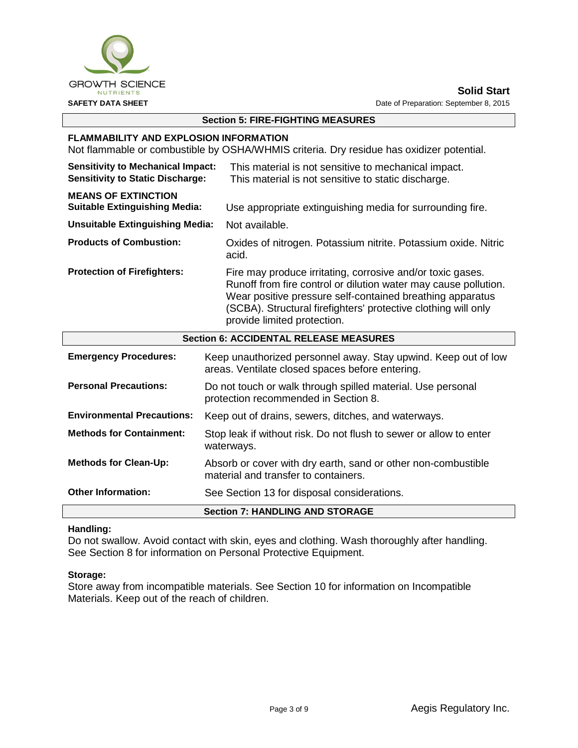## Section 5: FIRE-FIGHTING MEASURES

**FLAMMABILITY AND EXPLOSION INFORMATION**

Not flammable or combustible by OSHA/WHMIS criteria. Dry residue has oxidizer potential.

**Sensitivity to Mechanical Impact:** This material is not sensitive to mechanical impact.

**Sensitivity to Static Discharge:** This material is not sensitive to static discharge.

**MEANS OF EXTINCTION**

**Suitable Extinguishing Media:** Use appropriate extinguishing media for surrounding fire.

**Unsuitable Extinguishing Media:** Not available.

**Products of Combustion:** Oxides of nitrogen. Potassium nitrite. Potassium oxide. Nitric acid.

**Protection of Firefighters:** Fire may produce irritating, corrosive and/or toxic gases. Runoff from fire control or dilution water may cause pollution. Wear positive pressure self-contained breathing apparatus (SCBA). Structural firefighters' protective clothing will only provide limited protection.

## Section 6: ACCIDENTAL RELEASE MEASURES

**Emergency Procedures:** Keep unauthorized personnel away. Stay upwind. Keep out of low areas. Ventilate closed spaces before entering.

**Personal Precautions:** Do not touch or walk through spilled material. Use personal protection recommended in Section 8.

**Environmental Precautions:** Keep out of drains, sewers, ditches, and waterways.

**Methods for Containment:** Stop leak if without risk. Do not flush to sewer or allow to enter waterways.

**Methods for Clean-Up:** Absorb or cover with dry earth, sand or other non-combustible material and transfer to containers.

**Other Information:** See Section 13 for disposal considerations.

## Section 7: HANDLING AND STORAGE

**Handling:**

Do not swallow. Avoid contact with skin, eyes and clothing. Wash thoroughly after handling. See Section 8 for information on Personal Protective Equipment.

**Storage:**

Store away from incompatible materials. See Section 10 for information on Incompatible Materials. Keep out of the reach of children.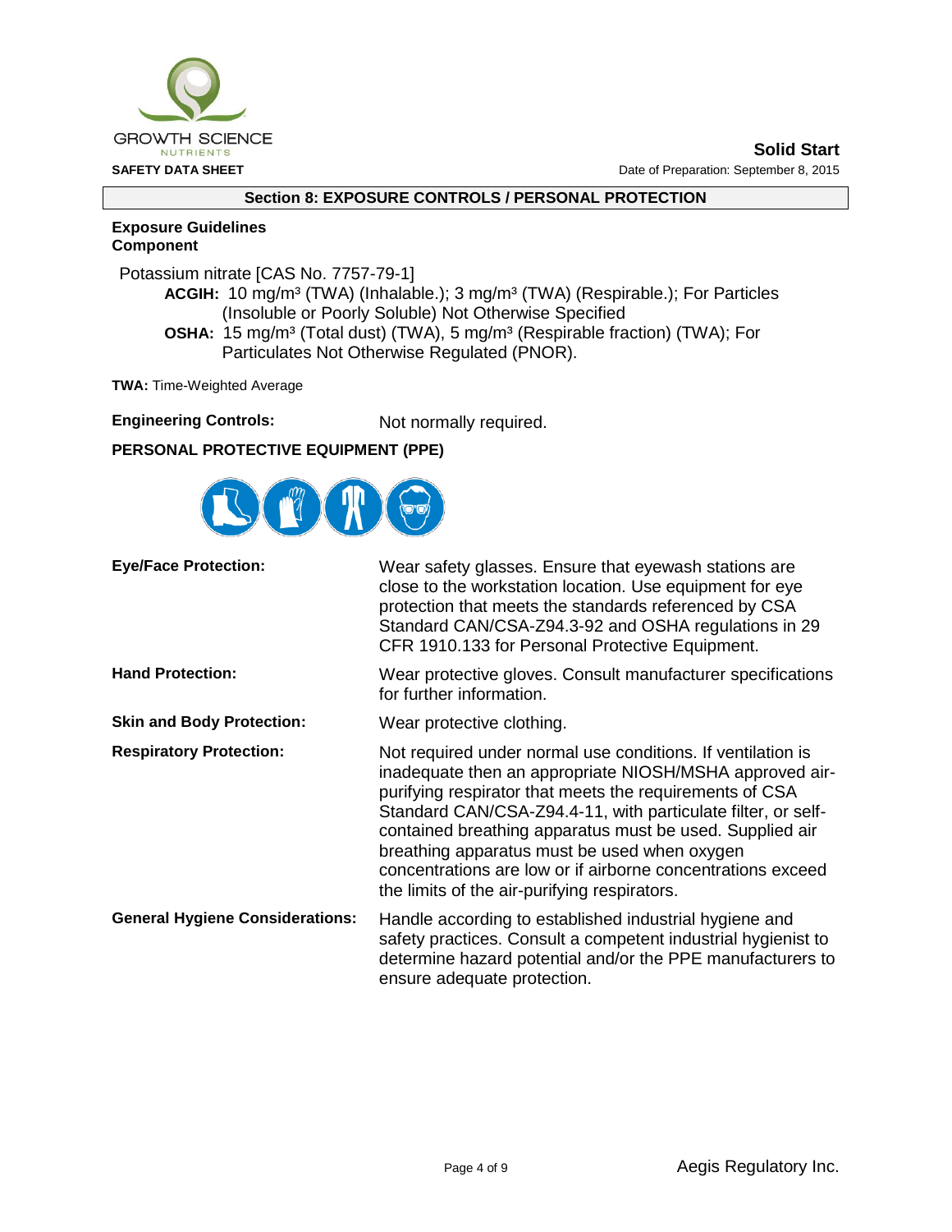## Section 8: EXPOSURE CONTROLS / PERSONAL PROTECTION

**Exposure Guidelines**
**Component**

Potassium nitrate [CAS No. 7757-79-1]

**ACGIH:** 10 mg/m³ (TWA) (Inhalable.); 3 mg/m³ (TWA) (Respirable.); For Particles (Insoluble or Poorly Soluble) Not Otherwise Specified

**OSHA:** 15 mg/m³ (Total dust) (TWA), 5 mg/m³ (Respirable fraction) (TWA); For Particulates Not Otherwise Regulated (PNOR).

**TWA:** Time-Weighted Average

**Engineering Controls:** Not normally required.

**PERSONAL PROTECTIVE EQUIPMENT (PPE)**

**Eye/Face Protection:** Wear safety glasses. Ensure that eyewash stations are close to the workstation location. Use equipment for eye protection that meets the standards referenced by CSA Standard CAN/CSA-Z94.3-92 and OSHA regulations in 29 CFR 1910.133 for Personal Protective Equipment.

**Hand Protection:** Wear protective gloves. Consult manufacturer specifications for further information.

**Skin and Body Protection:** Wear protective clothing.

**Respiratory Protection:** Not required under normal use conditions. If ventilation is inadequate then an appropriate NIOSH/MSHA approved air-purifying respirator that meets the requirements of CSA Standard CAN/CSA-Z94.4-11, with particulate filter, or self-contained breathing apparatus must be used. Supplied air breathing apparatus must be used when oxygen concentrations are low or if airborne concentrations exceed the limits of the air-purifying respirators.

**General Hygiene Considerations:** Handle according to established industrial hygiene and safety practices. Consult a competent industrial hygienist to determine hazard potential and/or the PPE manufacturers to ensure adequate protection.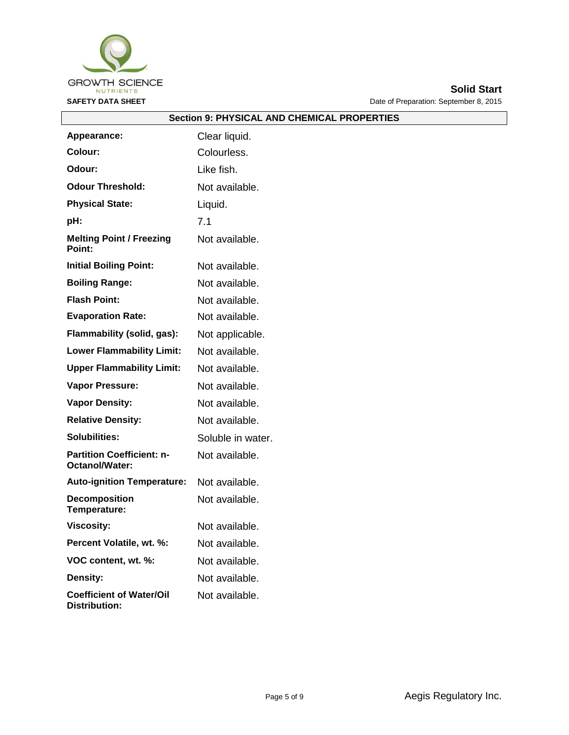## Section 9: PHYSICAL AND CHEMICAL PROPERTIES

| Property | Value |
|---|---|
| **Appearance:** | Clear liquid. |
| **Colour:** | Colourless. |
| **Odour:** | Like fish. |
| **Odour Threshold:** | Not available. |
| **Physical State:** | Liquid. |
| **pH:** | 7.1 |
| **Melting Point / Freezing Point:** | Not available. |
| **Initial Boiling Point:** | Not available. |
| **Boiling Range:** | Not available. |
| **Flash Point:** | Not available. |
| **Evaporation Rate:** | Not available. |
| **Flammability (solid, gas):** | Not applicable. |
| **Lower Flammability Limit:** | Not available. |
| **Upper Flammability Limit:** | Not available. |
| **Vapor Pressure:** | Not available. |
| **Vapor Density:** | Not available. |
| **Relative Density:** | Not available. |
| **Solubilities:** | Soluble in water. |
| **Partition Coefficient: n-Octanol/Water:** | Not available. |
| **Auto-ignition Temperature:** | Not available. |
| **Decomposition Temperature:** | Not available. |
| **Viscosity:** | Not available. |
| **Percent Volatile, wt. %:** | Not available. |
| **VOC content, wt. %:** | Not available. |
| **Density:** | Not available. |
| **Coefficient of Water/Oil Distribution:** | Not available. |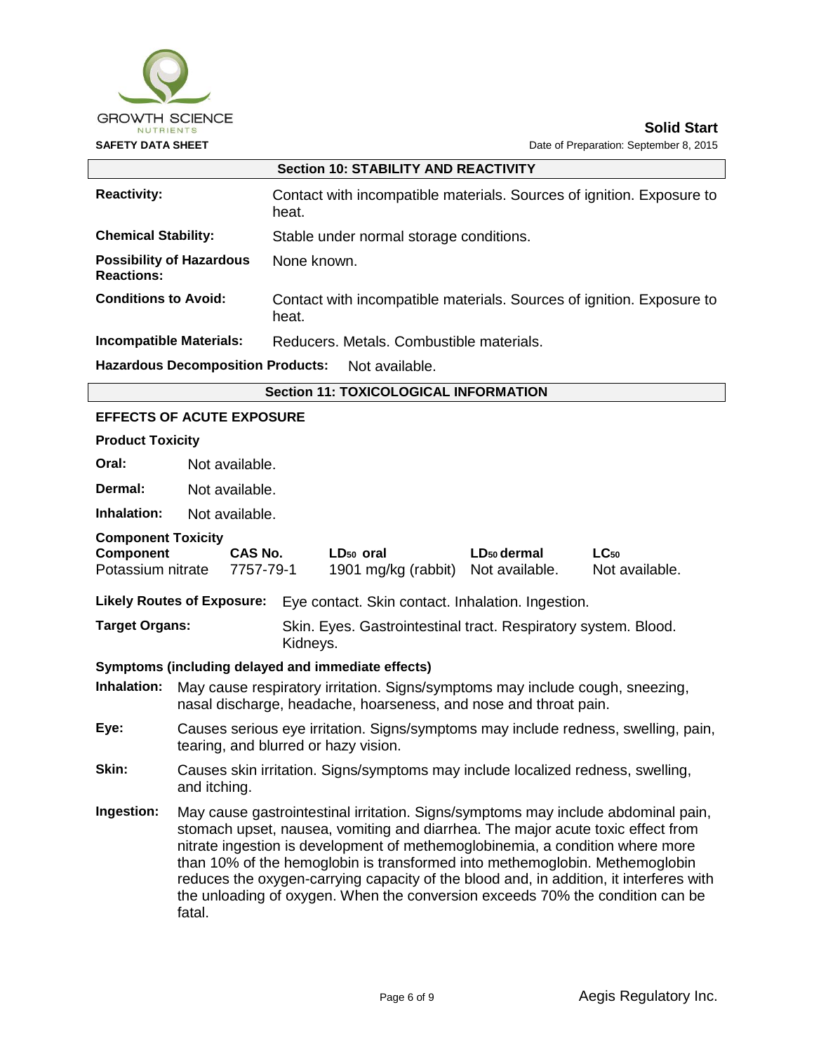## Section 10: STABILITY AND REACTIVITY

**Reactivity:** Contact with incompatible materials. Sources of ignition. Exposure to heat.

**Chemical Stability:** Stable under normal storage conditions.

**Possibility of Hazardous Reactions:** None known.

**Conditions to Avoid:** Contact with incompatible materials. Sources of ignition. Exposure to heat.

**Incompatible Materials:** Reducers. Metals. Combustible materials.

**Hazardous Decomposition Products:** Not available.

## Section 11: TOXICOLOGICAL INFORMATION

### EFFECTS OF ACUTE EXPOSURE

**Product Toxicity**

**Oral:** Not available.

**Dermal:** Not available.

**Inhalation:** Not available.

**Component Toxicity**

| Component | CAS No. | $LD_{50}$ oral | $LD_{50}$ dermal | $LC_{50}$ |
|---|---|---|---|---|
| Potassium nitrate | 7757-79-1 | 1901 mg/kg (rabbit) | Not available. | Not available. |

**Likely Routes of Exposure:** Eye contact. Skin contact. Inhalation. Ingestion.

**Target Organs:** Skin. Eyes. Gastrointestinal tract. Respiratory system. Blood. Kidneys.

**Symptoms (including delayed and immediate effects)**

**Inhalation:** May cause respiratory irritation. Signs/symptoms may include cough, sneezing, nasal discharge, headache, hoarseness, and nose and throat pain.

**Eye:** Causes serious eye irritation. Signs/symptoms may include redness, swelling, pain, tearing, and blurred or hazy vision.

**Skin:** Causes skin irritation. Signs/symptoms may include localized redness, swelling, and itching.

**Ingestion:** May cause gastrointestinal irritation. Signs/symptoms may include abdominal pain, stomach upset, nausea, vomiting and diarrhea. The major acute toxic effect from nitrate ingestion is development of methemoglobinemia, a condition where more than 10% of the hemoglobin is transformed into methemoglobin. Methemoglobin reduces the oxygen-carrying capacity of the blood and, in addition, it interferes with the unloading of oxygen. When the conversion exceeds 70% the condition can be fatal.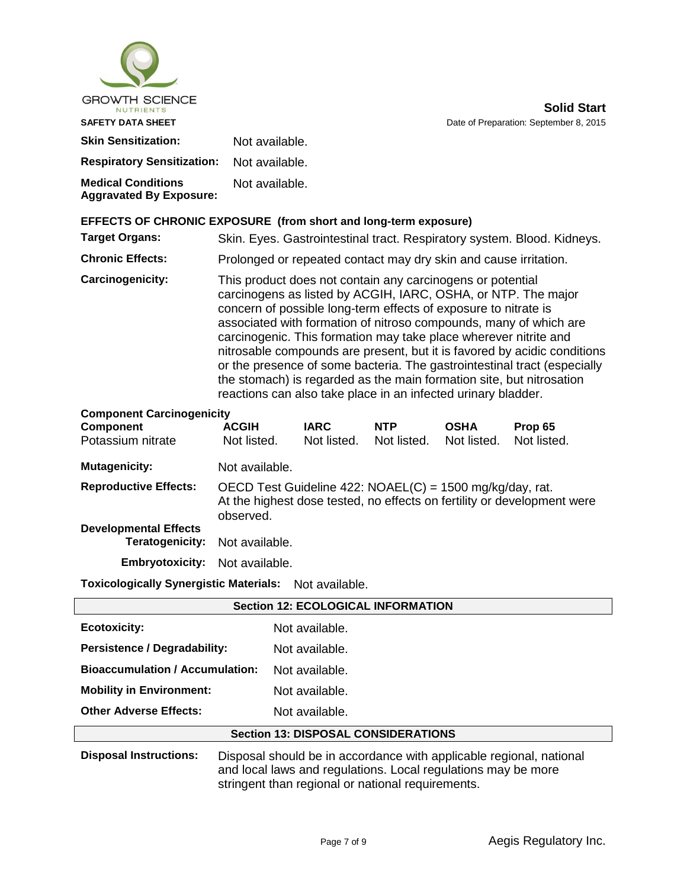**Skin Sensitization:** Not available.

**Respiratory Sensitization:** Not available.

**Medical Conditions Aggravated By Exposure:** Not available.

**EFFECTS OF CHRONIC EXPOSURE (from short and long-term exposure)**

**Target Organs:** Skin. Eyes. Gastrointestinal tract. Respiratory system. Blood. Kidneys.

**Chronic Effects:** Prolonged or repeated contact may dry skin and cause irritation.

**Carcinogenicity:** This product does not contain any carcinogens or potential carcinogens as listed by ACGIH, IARC, OSHA, or NTP. The major concern of possible long-term effects of exposure to nitrate is associated with formation of nitroso compounds, many of which are carcinogenic. This formation may take place wherever nitrite and nitrosable compounds are present, but it is favored by acidic conditions or the presence of some bacteria. The gastrointestinal tract (especially the stomach) is regarded as the main formation site, but nitrosation reactions can also take place in an infected urinary bladder.

**Component Carcinogenicity**

| Component | ACGIH | IARC | NTP | OSHA | Prop 65 |
|---|---|---|---|---|---|
| Potassium nitrate | Not listed. | Not listed. | Not listed. | Not listed. | Not listed. |

**Mutagenicity:** Not available.

**Reproductive Effects:** OECD Test Guideline 422: NOAEL(C) = 1500 mg/kg/day, rat. At the highest dose tested, no effects on fertility or development were observed.

**Developmental Effects**

**Teratogenicity:** Not available.

**Embryotoxicity:** Not available.

**Toxicologically Synergistic Materials:** Not available.

## Section 12: ECOLOGICAL INFORMATION

**Ecotoxicity:** Not available.

**Persistence / Degradability:** Not available.

**Bioaccumulation / Accumulation:** Not available.

**Mobility in Environment:** Not available.

**Other Adverse Effects:** Not available.

## Section 13: DISPOSAL CONSIDERATIONS

**Disposal Instructions:** Disposal should be in accordance with applicable regional, national and local laws and regulations. Local regulations may be more stringent than regional or national requirements.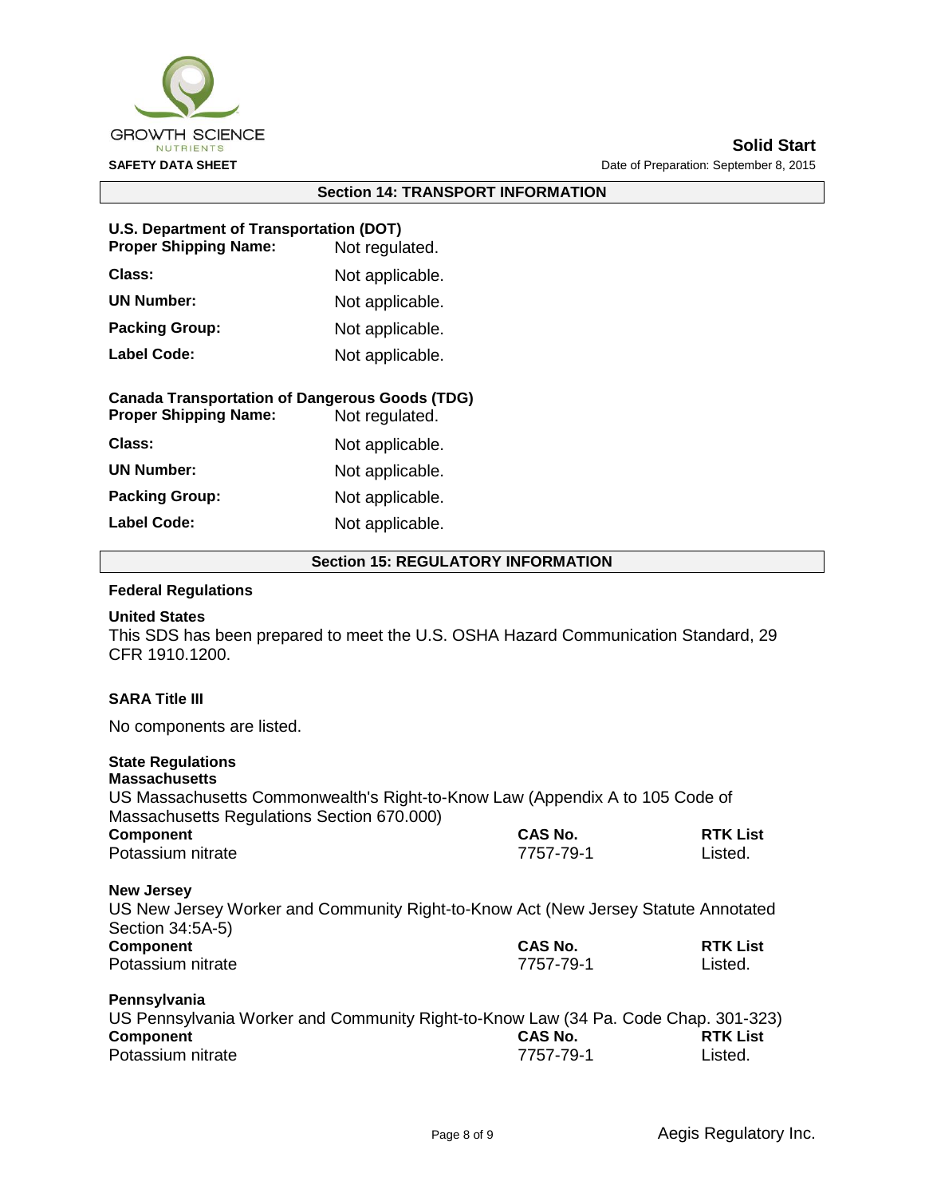## Section 14: TRANSPORT INFORMATION

**U.S. Department of Transportation (DOT)**

| | |
|---|---|
| **Proper Shipping Name:** | Not regulated. |
| **Class:** | Not applicable. |
| **UN Number:** | Not applicable. |
| **Packing Group:** | Not applicable. |
| **Label Code:** | Not applicable. |

**Canada Transportation of Dangerous Goods (TDG)**

| | |
|---|---|
| **Proper Shipping Name:** | Not regulated. |
| **Class:** | Not applicable. |
| **UN Number:** | Not applicable. |
| **Packing Group:** | Not applicable. |
| **Label Code:** | Not applicable. |

## Section 15: REGULATORY INFORMATION

**Federal Regulations**

**United States**

This SDS has been prepared to meet the U.S. OSHA Hazard Communication Standard, 29 CFR 1910.1200.

**SARA Title III**

No components are listed.

**State Regulations**

**Massachusetts**

US Massachusetts Commonwealth's Right-to-Know Law (Appendix A to 105 Code of Massachusetts Regulations Section 670.000)

| Component | CAS No. | RTK List |
|---|---|---|
| Potassium nitrate | 7757-79-1 | Listed. |

**New Jersey**

US New Jersey Worker and Community Right-to-Know Act (New Jersey Statute Annotated Section 34:5A-5)

| Component | CAS No. | RTK List |
|---|---|---|
| Potassium nitrate | 7757-79-1 | Listed. |

**Pennsylvania**

US Pennsylvania Worker and Community Right-to-Know Law (34 Pa. Code Chap. 301-323)

| Component | CAS No. | RTK List |
|---|---|---|
| Potassium nitrate | 7757-79-1 | Listed. |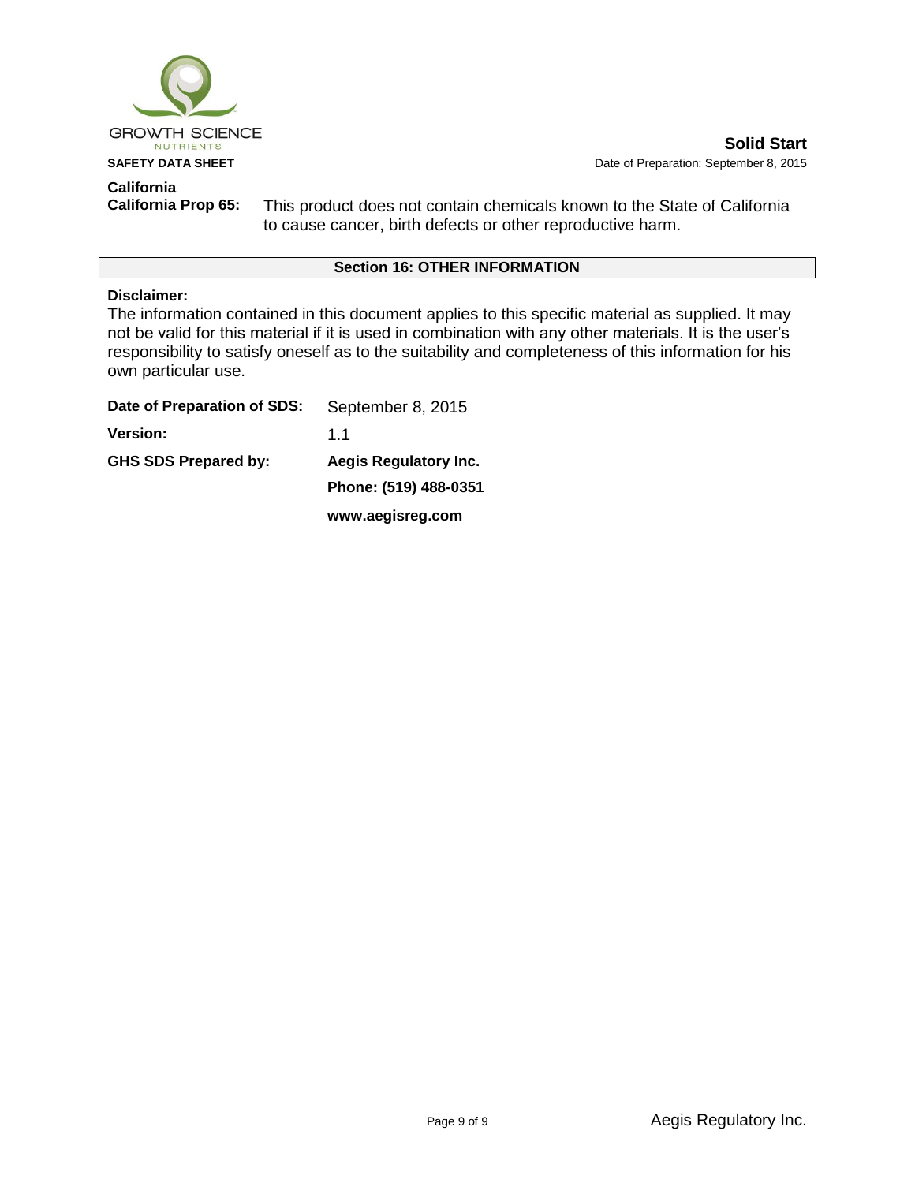**California**

**California Prop 65:** This product does not contain chemicals known to the State of California to cause cancer, birth defects or other reproductive harm.

## Section 16: OTHER INFORMATION

**Disclaimer:**

The information contained in this document applies to this specific material as supplied. It may not be valid for this material if it is used in combination with any other materials. It is the user's responsibility to satisfy oneself as to the suitability and completeness of this information for his own particular use.

| | |
|---|---|
| **Date of Preparation of SDS:** | September 8, 2015 |
| **Version:** | 1.1 |
| **GHS SDS Prepared by:** | **Aegis Regulatory Inc.** |
| | **Phone: (519) 488-0351** |
| | **www.aegisreg.com** |